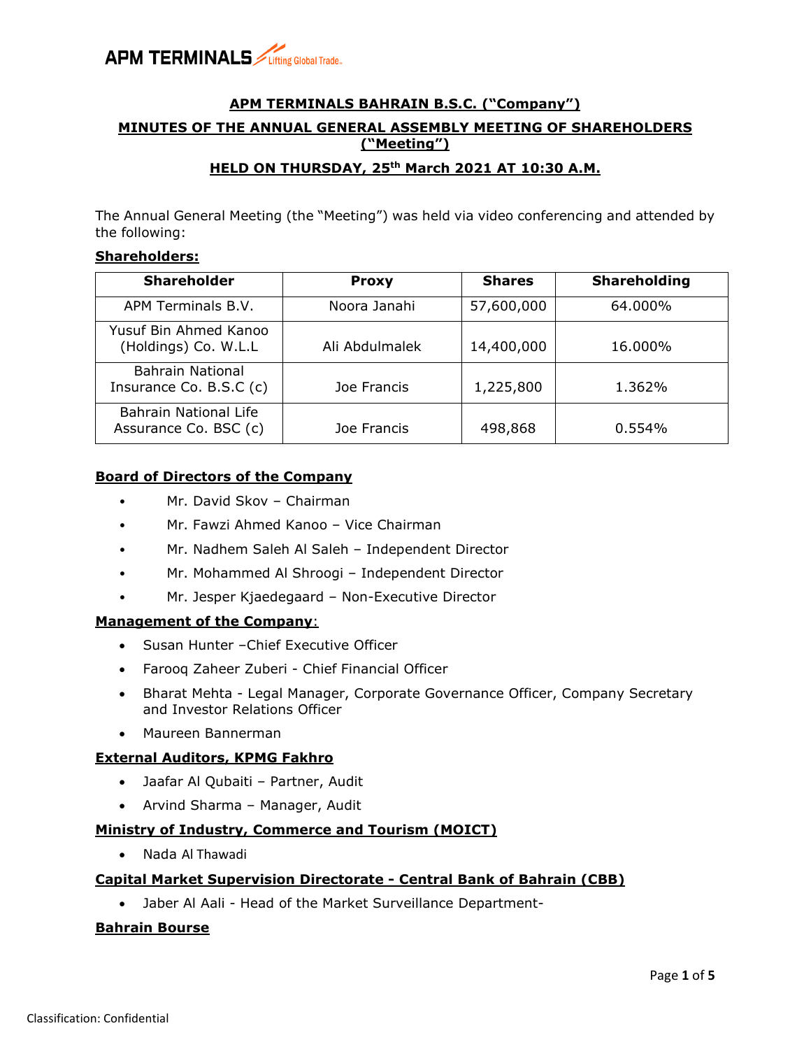**APM TERMINALS BAHRAIN B.S.C. ("Company")**

**MINUTES OF THE ANNUAL GENERAL ASSEMBLY MEETING OF SHAREHOLDERS ("Meeting")**

**HELD ON THURSDAY, 25th March 2021 AT 10:30 A.M.**

The Annual General Meeting (the "Meeting") was held via video conferencing and attended by the following:

**Shareholders:**

| Shareholder | Proxy | Shares | Shareholding |
|---|---|---|---|
| APM Terminals B.V. | Noora Janahi | 57,600,000 | 64.000% |
| Yusuf Bin Ahmed Kanoo (Holdings) Co. W.L.L | Ali Abdulmalek | 14,400,000 | 16.000% |
| Bahrain National Insurance Co. B.S.C (c) | Joe Francis | 1,225,800 | 1.362% |
| Bahrain National Life Assurance Co. BSC (c) | Joe Francis | 498,868 | 0.554% |

**Board of Directors of the Company**

- Mr. David Skov – Chairman
- Mr. Fawzi Ahmed Kanoo – Vice Chairman
- Mr. Nadhem Saleh Al Saleh – Independent Director
- Mr. Mohammed Al Shroogi – Independent Director
- Mr. Jesper Kjaedegaard – Non-Executive Director

**Management of the Company**:

- Susan Hunter –Chief Executive Officer
- Farooq Zaheer Zuberi - Chief Financial Officer
- Bharat Mehta - Legal Manager, Corporate Governance Officer, Company Secretary and Investor Relations Officer
- Maureen Bannerman

**External Auditors, KPMG Fakhro**

- Jaafar Al Qubaiti – Partner, Audit
- Arvind Sharma – Manager, Audit

**Ministry of Industry, Commerce and Tourism (MOICT)**

- Nada Al Thawadi

**Capital Market Supervision Directorate - Central Bank of Bahrain (CBB)**

- Jaber Al Aali - Head of the Market Surveillance Department-

**Bahrain Bourse**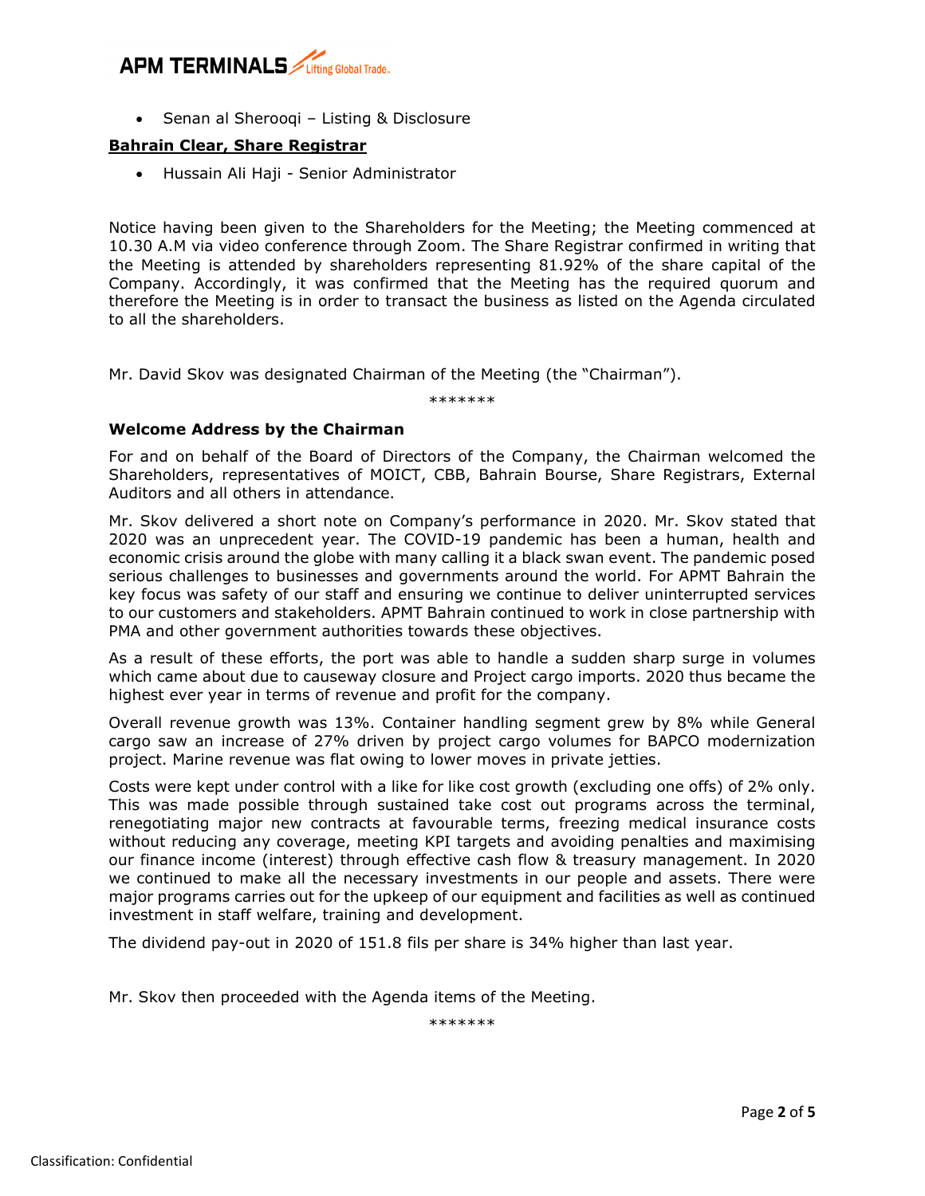- Senan al Sherooqi – Listing & Disclosure

**Bahrain Clear, Share Registrar**

- Hussain Ali Haji - Senior Administrator

Notice having been given to the Shareholders for the Meeting; the Meeting commenced at 10.30 A.M via video conference through Zoom. The Share Registrar confirmed in writing that the Meeting is attended by shareholders representing 81.92% of the share capital of the Company. Accordingly, it was confirmed that the Meeting has the required quorum and therefore the Meeting is in order to transact the business as listed on the Agenda circulated to all the shareholders.

Mr. David Skov was designated Chairman of the Meeting (the "Chairman").

*******

**Welcome Address by the Chairman**

For and on behalf of the Board of Directors of the Company, the Chairman welcomed the Shareholders, representatives of MOICT, CBB, Bahrain Bourse, Share Registrars, External Auditors and all others in attendance.

Mr. Skov delivered a short note on Company's performance in 2020. Mr. Skov stated that 2020 was an unprecedent year. The COVID-19 pandemic has been a human, health and economic crisis around the globe with many calling it a black swan event. The pandemic posed serious challenges to businesses and governments around the world. For APMT Bahrain the key focus was safety of our staff and ensuring we continue to deliver uninterrupted services to our customers and stakeholders. APMT Bahrain continued to work in close partnership with PMA and other government authorities towards these objectives.

As a result of these efforts, the port was able to handle a sudden sharp surge in volumes which came about due to causeway closure and Project cargo imports. 2020 thus became the highest ever year in terms of revenue and profit for the company.

Overall revenue growth was 13%. Container handling segment grew by 8% while General cargo saw an increase of 27% driven by project cargo volumes for BAPCO modernization project. Marine revenue was flat owing to lower moves in private jetties.

Costs were kept under control with a like for like cost growth (excluding one offs) of 2% only. This was made possible through sustained take cost out programs across the terminal, renegotiating major new contracts at favourable terms, freezing medical insurance costs without reducing any coverage, meeting KPI targets and avoiding penalties and maximising our finance income (interest) through effective cash flow & treasury management. In 2020 we continued to make all the necessary investments in our people and assets. There were major programs carries out for the upkeep of our equipment and facilities as well as continued investment in staff welfare, training and development.

The dividend pay-out in 2020 of 151.8 fils per share is 34% higher than last year.

Mr. Skov then proceeded with the Agenda items of the Meeting.

*******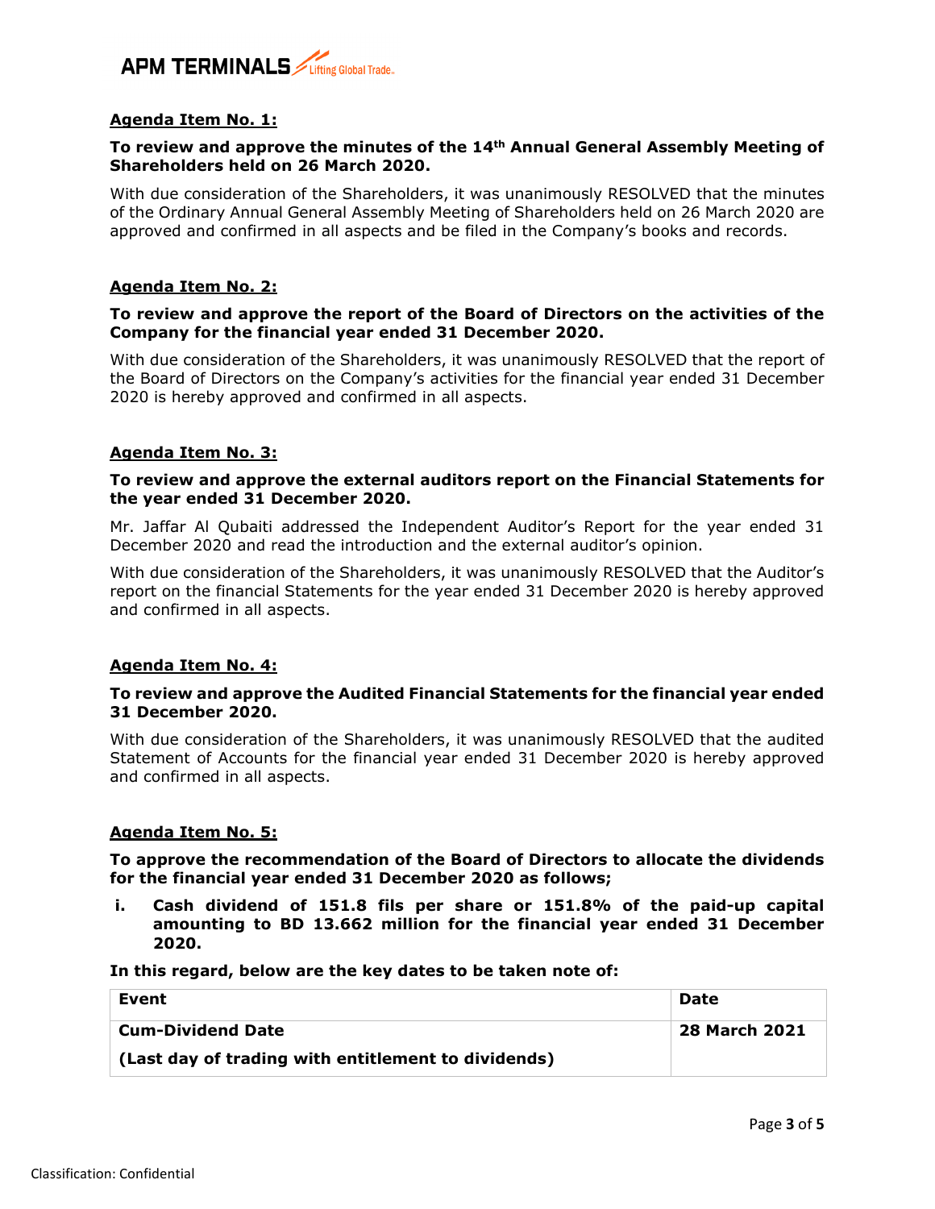**Agenda Item No. 1:**

**To review and approve the minutes of the 14th Annual General Assembly Meeting of Shareholders held on 26 March 2020.**

With due consideration of the Shareholders, it was unanimously RESOLVED that the minutes of the Ordinary Annual General Assembly Meeting of Shareholders held on 26 March 2020 are approved and confirmed in all aspects and be filed in the Company's books and records.

**Agenda Item No. 2:**

**To review and approve the report of the Board of Directors on the activities of the Company for the financial year ended 31 December 2020.**

With due consideration of the Shareholders, it was unanimously RESOLVED that the report of the Board of Directors on the Company's activities for the financial year ended 31 December 2020 is hereby approved and confirmed in all aspects.

**Agenda Item No. 3:**

**To review and approve the external auditors report on the Financial Statements for the year ended 31 December 2020.**

Mr. Jaffar Al Qubaiti addressed the Independent Auditor's Report for the year ended 31 December 2020 and read the introduction and the external auditor's opinion.

With due consideration of the Shareholders, it was unanimously RESOLVED that the Auditor's report on the financial Statements for the year ended 31 December 2020 is hereby approved and confirmed in all aspects.

**Agenda Item No. 4:**

**To review and approve the Audited Financial Statements for the financial year ended 31 December 2020.**

With due consideration of the Shareholders, it was unanimously RESOLVED that the audited Statement of Accounts for the financial year ended 31 December 2020 is hereby approved and confirmed in all aspects.

**Agenda Item No. 5:**

**To approve the recommendation of the Board of Directors to allocate the dividends for the financial year ended 31 December 2020 as follows;**

i. **Cash dividend of 151.8 fils per share or 151.8% of the paid-up capital amounting to BD 13.662 million for the financial year ended 31 December 2020.**

**In this regard, below are the key dates to be taken note of:**

| Event | Date |
|---|---|
| **Cum-Dividend Date**<br>**(Last day of trading with entitlement to dividends)** | **28 March 2021** |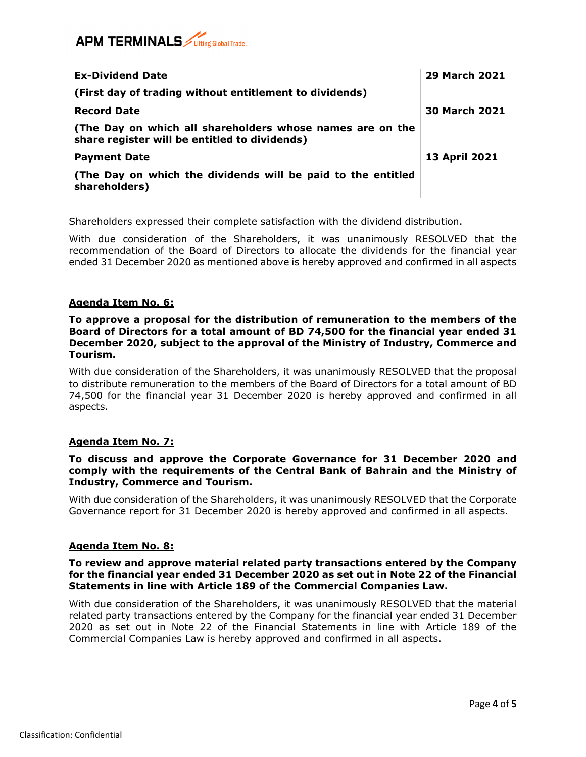| **Ex-Dividend Date**<br><br>**(First day of trading without entitlement to dividends)** | **29 March 2021** |
|---|---|
| **Record Date**<br><br>**(The Day on which all shareholders whose names are on the share register will be entitled to dividends)** | **30 March 2021** |
| **Payment Date**<br><br>**(The Day on which the dividends will be paid to the entitled shareholders)** | **13 April 2021** |

Shareholders expressed their complete satisfaction with the dividend distribution.

With due consideration of the Shareholders, it was unanimously RESOLVED that the recommendation of the Board of Directors to allocate the dividends for the financial year ended 31 December 2020 as mentioned above is hereby approved and confirmed in all aspects

**<u>Agenda Item No. 6:</u>**

**To approve a proposal for the distribution of remuneration to the members of the Board of Directors for a total amount of BD 74,500 for the financial year ended 31 December 2020, subject to the approval of the Ministry of Industry, Commerce and Tourism.**

With due consideration of the Shareholders, it was unanimously RESOLVED that the proposal to distribute remuneration to the members of the Board of Directors for a total amount of BD 74,500 for the financial year 31 December 2020 is hereby approved and confirmed in all aspects.

**<u>Agenda Item No. 7:</u>**

**To discuss and approve the Corporate Governance for 31 December 2020 and comply with the requirements of the Central Bank of Bahrain and the Ministry of Industry, Commerce and Tourism.**

With due consideration of the Shareholders, it was unanimously RESOLVED that the Corporate Governance report for 31 December 2020 is hereby approved and confirmed in all aspects.

**<u>Agenda Item No. 8:</u>**

**To review and approve material related party transactions entered by the Company for the financial year ended 31 December 2020 as set out in Note 22 of the Financial Statements in line with Article 189 of the Commercial Companies Law.**

With due consideration of the Shareholders, it was unanimously RESOLVED that the material related party transactions entered by the Company for the financial year ended 31 December 2020 as set out in Note 22 of the Financial Statements in line with Article 189 of the Commercial Companies Law is hereby approved and confirmed in all aspects.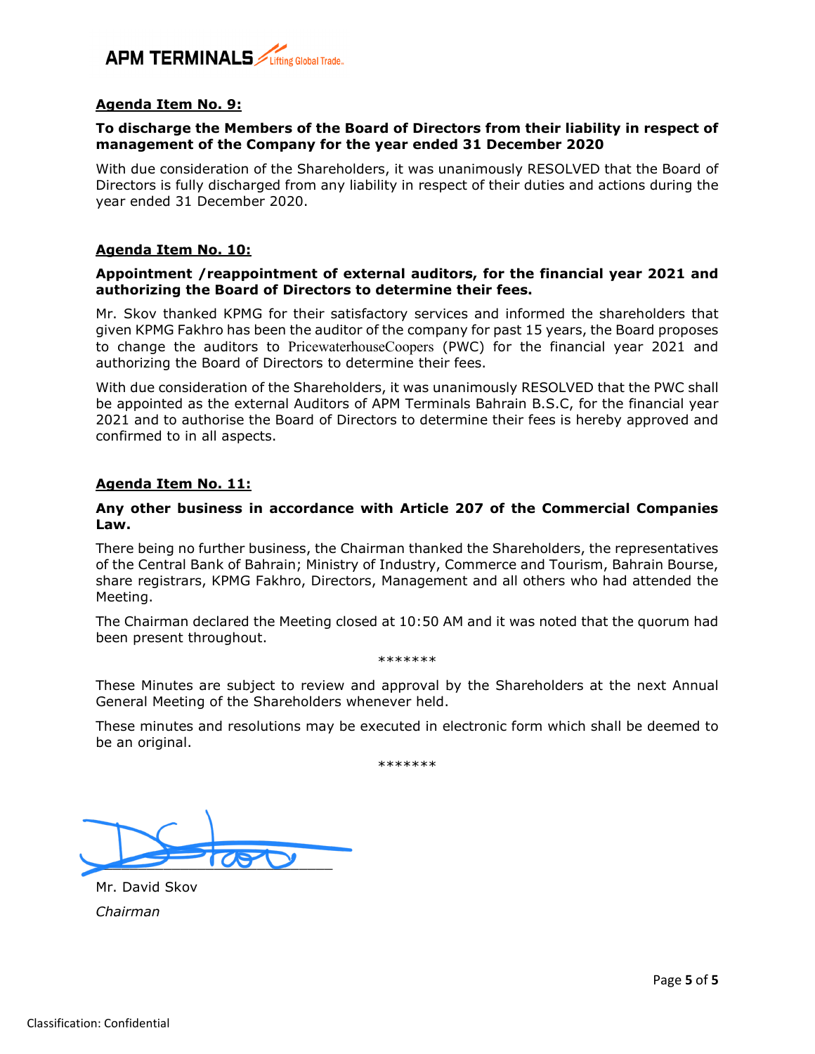**Agenda Item No. 9:**

**To discharge the Members of the Board of Directors from their liability in respect of management of the Company for the year ended 31 December 2020**

With due consideration of the Shareholders, it was unanimously RESOLVED that the Board of Directors is fully discharged from any liability in respect of their duties and actions during the year ended 31 December 2020.

**Agenda Item No. 10:**

**Appointment /reappointment of external auditors, for the financial year 2021 and authorizing the Board of Directors to determine their fees.**

Mr. Skov thanked KPMG for their satisfactory services and informed the shareholders that given KPMG Fakhro has been the auditor of the company for past 15 years, the Board proposes to change the auditors to PricewaterhouseCoopers (PWC) for the financial year 2021 and authorizing the Board of Directors to determine their fees.

With due consideration of the Shareholders, it was unanimously RESOLVED that the PWC shall be appointed as the external Auditors of APM Terminals Bahrain B.S.C, for the financial year 2021 and to authorise the Board of Directors to determine their fees is hereby approved and confirmed to in all aspects.

**Agenda Item No. 11:**

**Any other business in accordance with Article 207 of the Commercial Companies Law.**

There being no further business, the Chairman thanked the Shareholders, the representatives of the Central Bank of Bahrain; Ministry of Industry, Commerce and Tourism, Bahrain Bourse, share registrars, KPMG Fakhro, Directors, Management and all others who had attended the Meeting.

The Chairman declared the Meeting closed at 10:50 AM and it was noted that the quorum had been present throughout.

*******

These Minutes are subject to review and approval by the Shareholders at the next Annual General Meeting of the Shareholders whenever held.

These minutes and resolutions may be executed in electronic form which shall be deemed to be an original.

*******

Mr. David Skov

*Chairman*